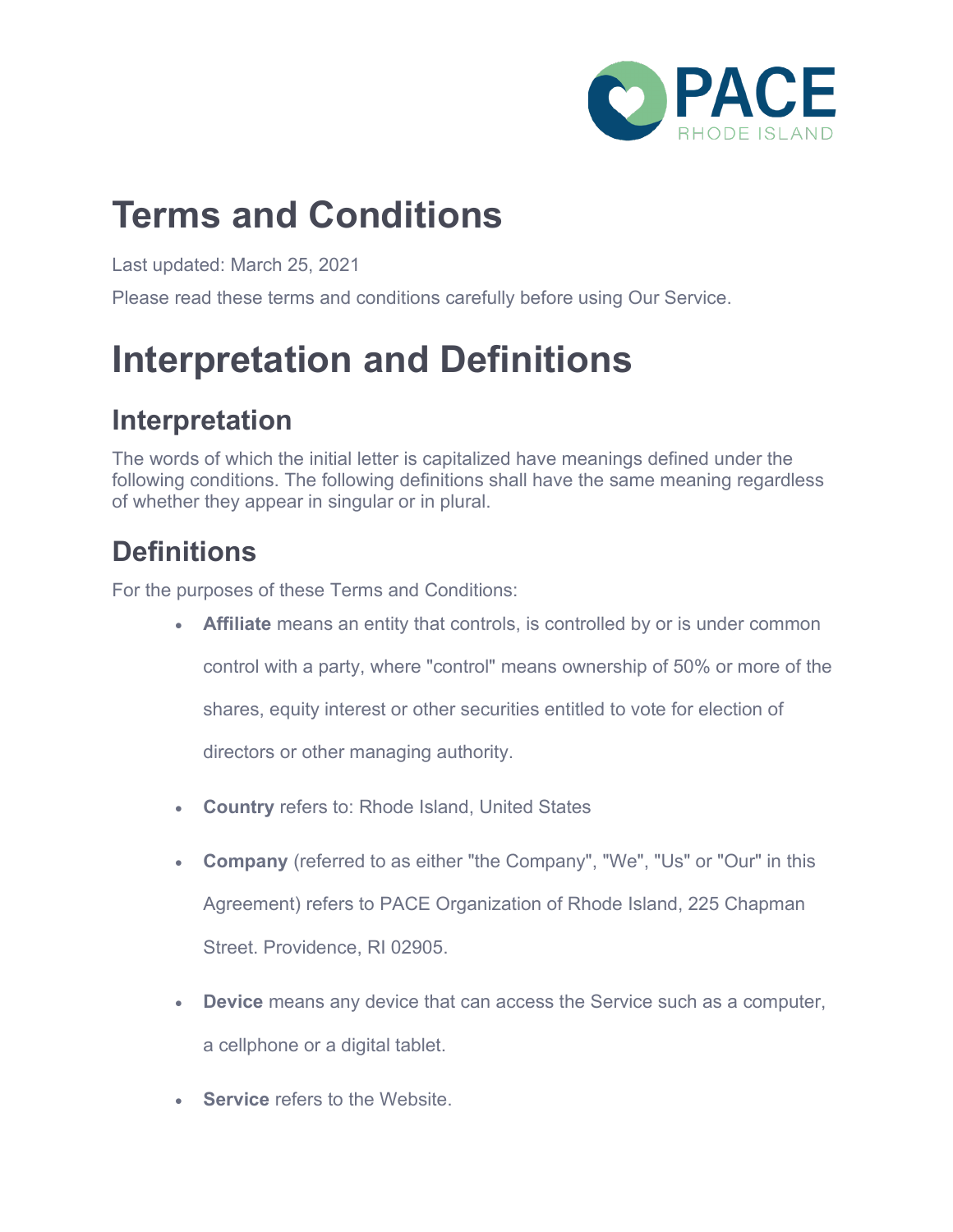# Terms and Conditions

Last updated: March 25, 2021

Please read these terms and conditions carefully before using Our Service.

# Interpretation and Definitions

## Interpretation

The words of which the initial letter is capitalized have meanings defined under the following conditions. The following definitions shall have the same meaning regardless of whether they appear in singular or in plural.

## Definitions

For the purposes of these Terms and Conditions:

- **Affiliate** means an entity that controls, is controlled by or is under common control with a party, where "control" means ownership of 50% or more of the shares, equity interest or other securities entitled to vote for election of directors or other managing authority.
- **Country** refers to: Rhode Island, United States
- **Company** (referred to as either "the Company", "We", "Us" or "Our" in this Agreement) refers to PACE Organization of Rhode Island, 225 Chapman Street. Providence, RI 02905.
- **Device** means any device that can access the Service such as a computer, a cellphone or a digital tablet.
- **Service** refers to the Website.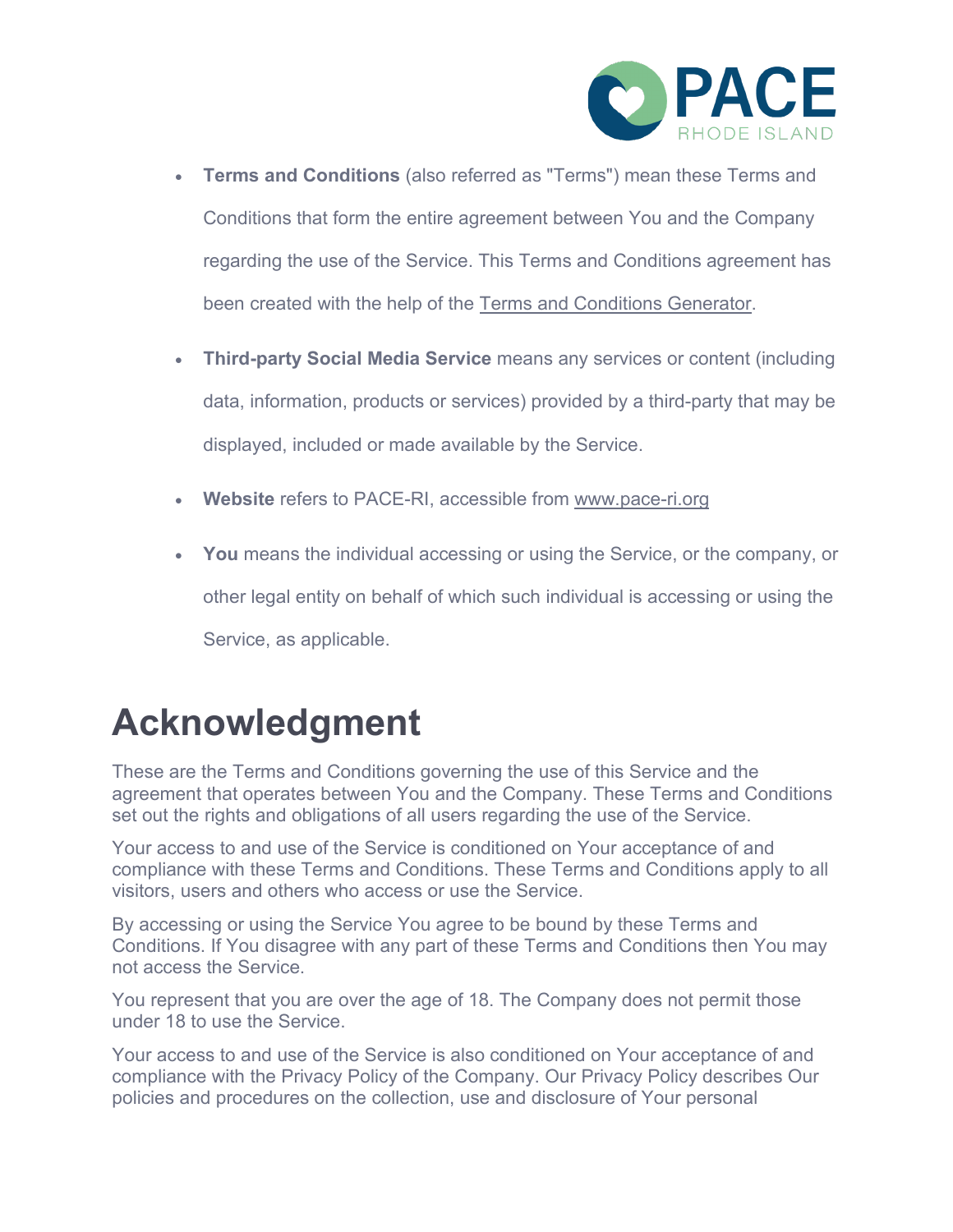- **Terms and Conditions** (also referred as "Terms") mean these Terms and Conditions that form the entire agreement between You and the Company regarding the use of the Service. This Terms and Conditions agreement has been created with the help of the Terms and Conditions Generator.
- **Third-party Social Media Service** means any services or content (including data, information, products or services) provided by a third-party that may be displayed, included or made available by the Service.
- **Website** refers to PACE-RI, accessible from www.pace-ri.org
- **You** means the individual accessing or using the Service, or the company, or other legal entity on behalf of which such individual is accessing or using the Service, as applicable.

# Acknowledgment

These are the Terms and Conditions governing the use of this Service and the agreement that operates between You and the Company. These Terms and Conditions set out the rights and obligations of all users regarding the use of the Service.

Your access to and use of the Service is conditioned on Your acceptance of and compliance with these Terms and Conditions. These Terms and Conditions apply to all visitors, users and others who access or use the Service.

By accessing or using the Service You agree to be bound by these Terms and Conditions. If You disagree with any part of these Terms and Conditions then You may not access the Service.

You represent that you are over the age of 18. The Company does not permit those under 18 to use the Service.

Your access to and use of the Service is also conditioned on Your acceptance of and compliance with the Privacy Policy of the Company. Our Privacy Policy describes Our policies and procedures on the collection, use and disclosure of Your personal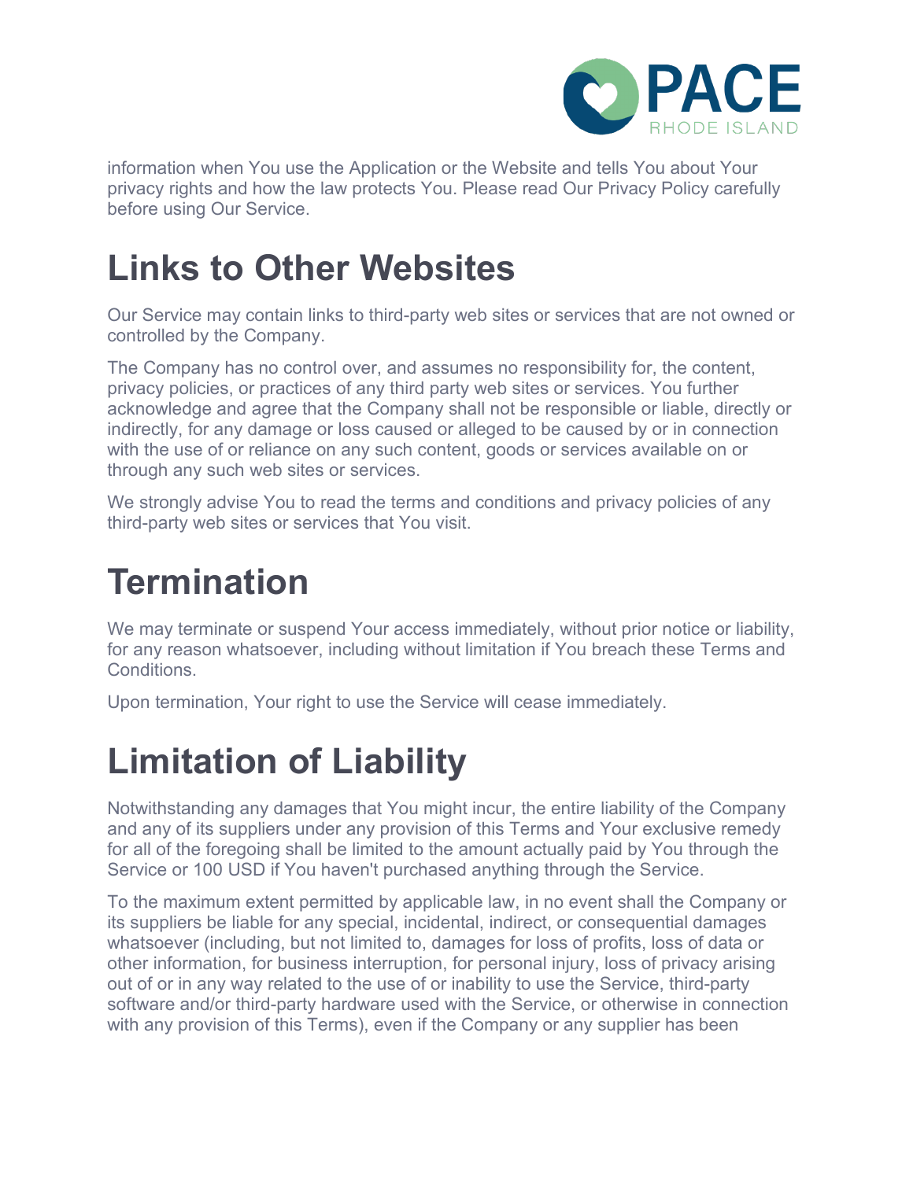information when You use the Application or the Website and tells You about Your privacy rights and how the law protects You. Please read Our Privacy Policy carefully before using Our Service.

# Links to Other Websites

Our Service may contain links to third-party web sites or services that are not owned or controlled by the Company.

The Company has no control over, and assumes no responsibility for, the content, privacy policies, or practices of any third party web sites or services. You further acknowledge and agree that the Company shall not be responsible or liable, directly or indirectly, for any damage or loss caused or alleged to be caused by or in connection with the use of or reliance on any such content, goods or services available on or through any such web sites or services.

We strongly advise You to read the terms and conditions and privacy policies of any third-party web sites or services that You visit.

# Termination

We may terminate or suspend Your access immediately, without prior notice or liability, for any reason whatsoever, including without limitation if You breach these Terms and Conditions.

Upon termination, Your right to use the Service will cease immediately.

# Limitation of Liability

Notwithstanding any damages that You might incur, the entire liability of the Company and any of its suppliers under any provision of this Terms and Your exclusive remedy for all of the foregoing shall be limited to the amount actually paid by You through the Service or 100 USD if You haven't purchased anything through the Service.

To the maximum extent permitted by applicable law, in no event shall the Company or its suppliers be liable for any special, incidental, indirect, or consequential damages whatsoever (including, but not limited to, damages for loss of profits, loss of data or other information, for business interruption, for personal injury, loss of privacy arising out of or in any way related to the use of or inability to use the Service, third-party software and/or third-party hardware used with the Service, or otherwise in connection with any provision of this Terms), even if the Company or any supplier has been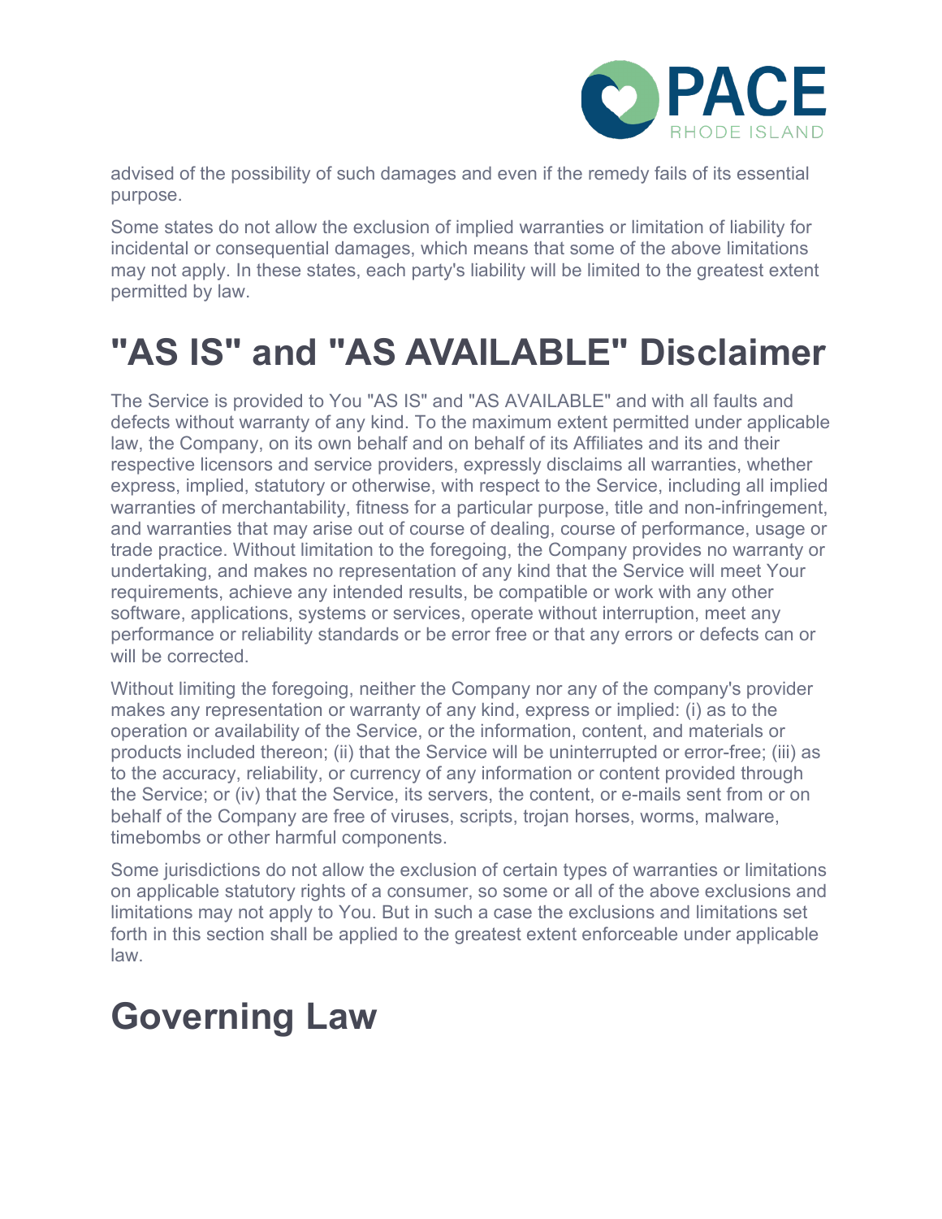advised of the possibility of such damages and even if the remedy fails of its essential purpose.

Some states do not allow the exclusion of implied warranties or limitation of liability for incidental or consequential damages, which means that some of the above limitations may not apply. In these states, each party's liability will be limited to the greatest extent permitted by law.

# "AS IS" and "AS AVAILABLE" Disclaimer

The Service is provided to You "AS IS" and "AS AVAILABLE" and with all faults and defects without warranty of any kind. To the maximum extent permitted under applicable law, the Company, on its own behalf and on behalf of its Affiliates and its and their respective licensors and service providers, expressly disclaims all warranties, whether express, implied, statutory or otherwise, with respect to the Service, including all implied warranties of merchantability, fitness for a particular purpose, title and non-infringement, and warranties that may arise out of course of dealing, course of performance, usage or trade practice. Without limitation to the foregoing, the Company provides no warranty or undertaking, and makes no representation of any kind that the Service will meet Your requirements, achieve any intended results, be compatible or work with any other software, applications, systems or services, operate without interruption, meet any performance or reliability standards or be error free or that any errors or defects can or will be corrected.

Without limiting the foregoing, neither the Company nor any of the company's provider makes any representation or warranty of any kind, express or implied: (i) as to the operation or availability of the Service, or the information, content, and materials or products included thereon; (ii) that the Service will be uninterrupted or error-free; (iii) as to the accuracy, reliability, or currency of any information or content provided through the Service; or (iv) that the Service, its servers, the content, or e-mails sent from or on behalf of the Company are free of viruses, scripts, trojan horses, worms, malware, timebombs or other harmful components.

Some jurisdictions do not allow the exclusion of certain types of warranties or limitations on applicable statutory rights of a consumer, so some or all of the above exclusions and limitations may not apply to You. But in such a case the exclusions and limitations set forth in this section shall be applied to the greatest extent enforceable under applicable law.

# Governing Law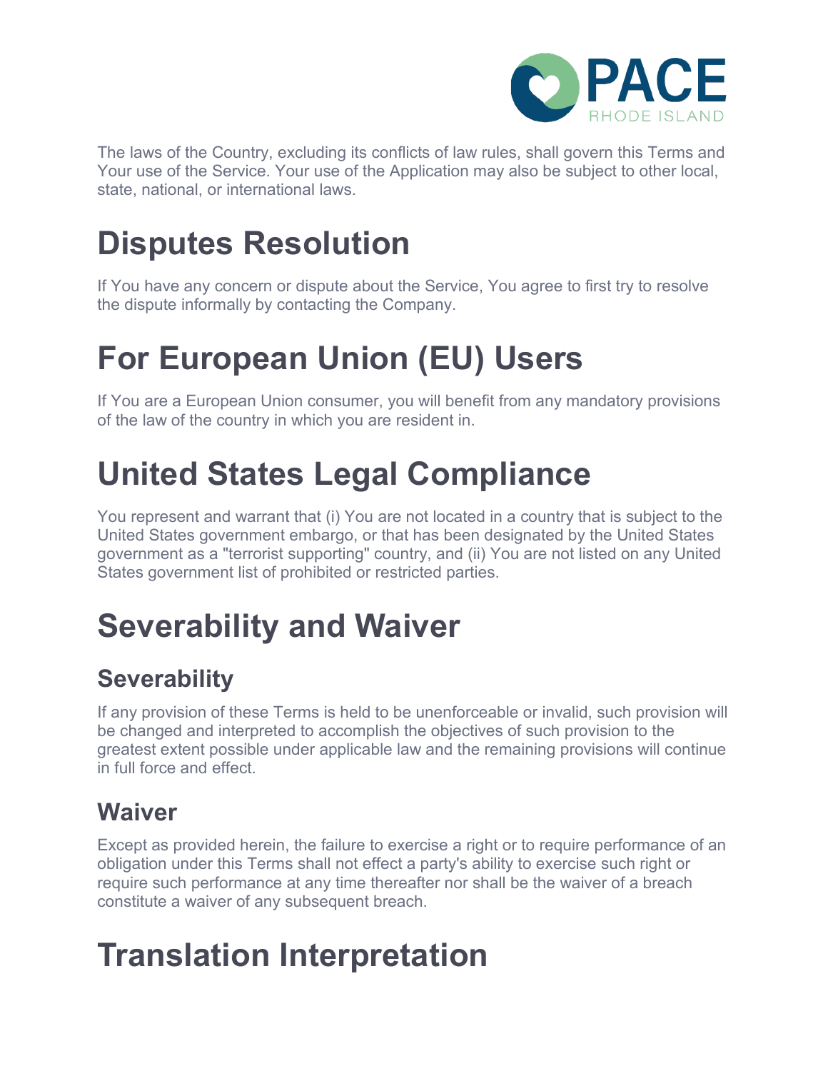The laws of the Country, excluding its conflicts of law rules, shall govern this Terms and Your use of the Service. Your use of the Application may also be subject to other local, state, national, or international laws.

# Disputes Resolution

If You have any concern or dispute about the Service, You agree to first try to resolve the dispute informally by contacting the Company.

# For European Union (EU) Users

If You are a European Union consumer, you will benefit from any mandatory provisions of the law of the country in which you are resident in.

# United States Legal Compliance

You represent and warrant that (i) You are not located in a country that is subject to the United States government embargo, or that has been designated by the United States government as a "terrorist supporting" country, and (ii) You are not listed on any United States government list of prohibited or restricted parties.

# Severability and Waiver

## Severability

If any provision of these Terms is held to be unenforceable or invalid, such provision will be changed and interpreted to accomplish the objectives of such provision to the greatest extent possible under applicable law and the remaining provisions will continue in full force and effect.

## Waiver

Except as provided herein, the failure to exercise a right or to require performance of an obligation under this Terms shall not effect a party's ability to exercise such right or require such performance at any time thereafter nor shall be the waiver of a breach constitute a waiver of any subsequent breach.

# Translation Interpretation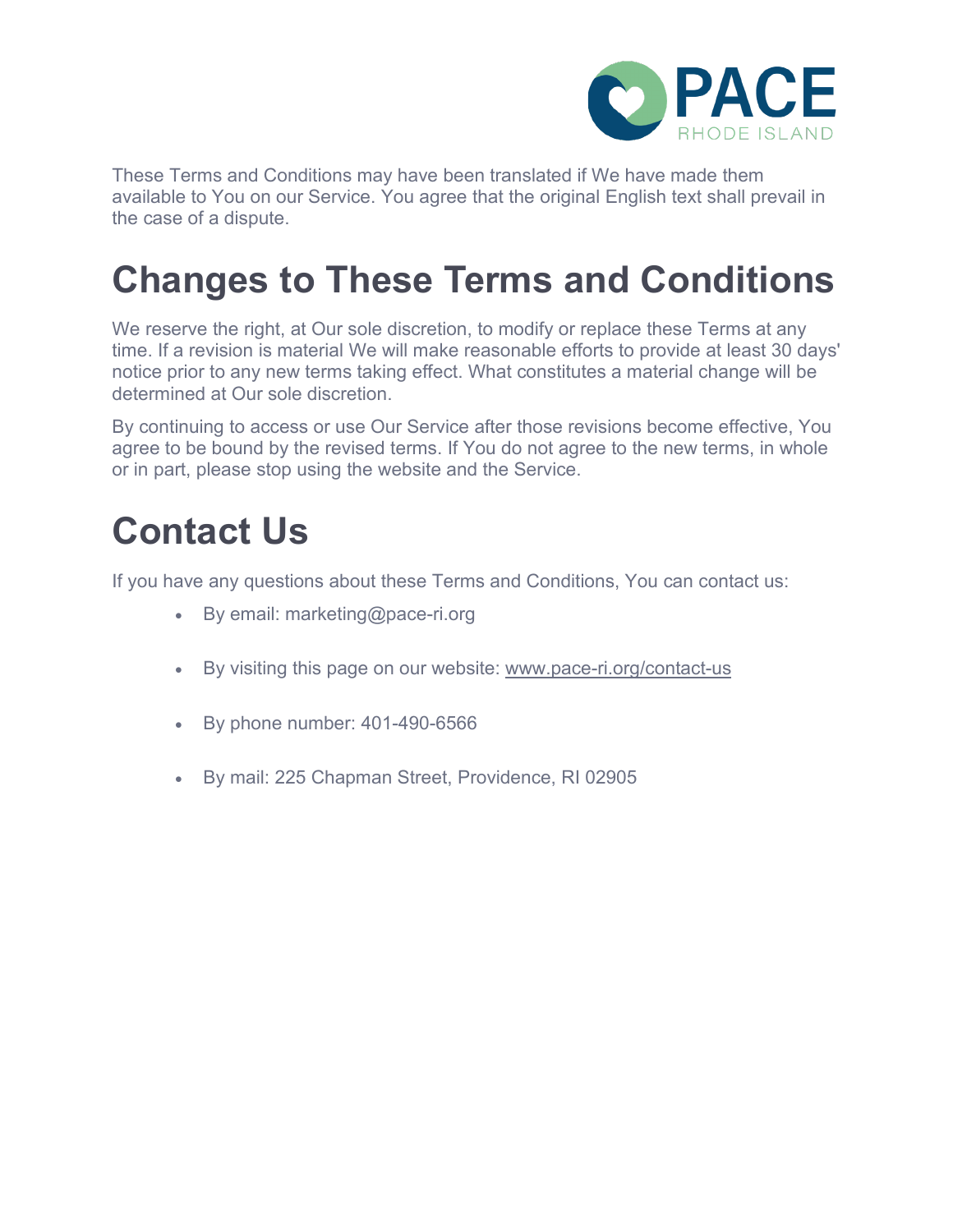These Terms and Conditions may have been translated if We have made them available to You on our Service. You agree that the original English text shall prevail in the case of a dispute.

# Changes to These Terms and Conditions

We reserve the right, at Our sole discretion, to modify or replace these Terms at any time. If a revision is material We will make reasonable efforts to provide at least 30 days' notice prior to any new terms taking effect. What constitutes a material change will be determined at Our sole discretion.

By continuing to access or use Our Service after those revisions become effective, You agree to be bound by the revised terms. If You do not agree to the new terms, in whole or in part, please stop using the website and the Service.

# Contact Us

If you have any questions about these Terms and Conditions, You can contact us:

- By email: marketing@pace-ri.org
- By visiting this page on our website: www.pace-ri.org/contact-us
- By phone number: 401-490-6566
- By mail: 225 Chapman Street, Providence, RI 02905